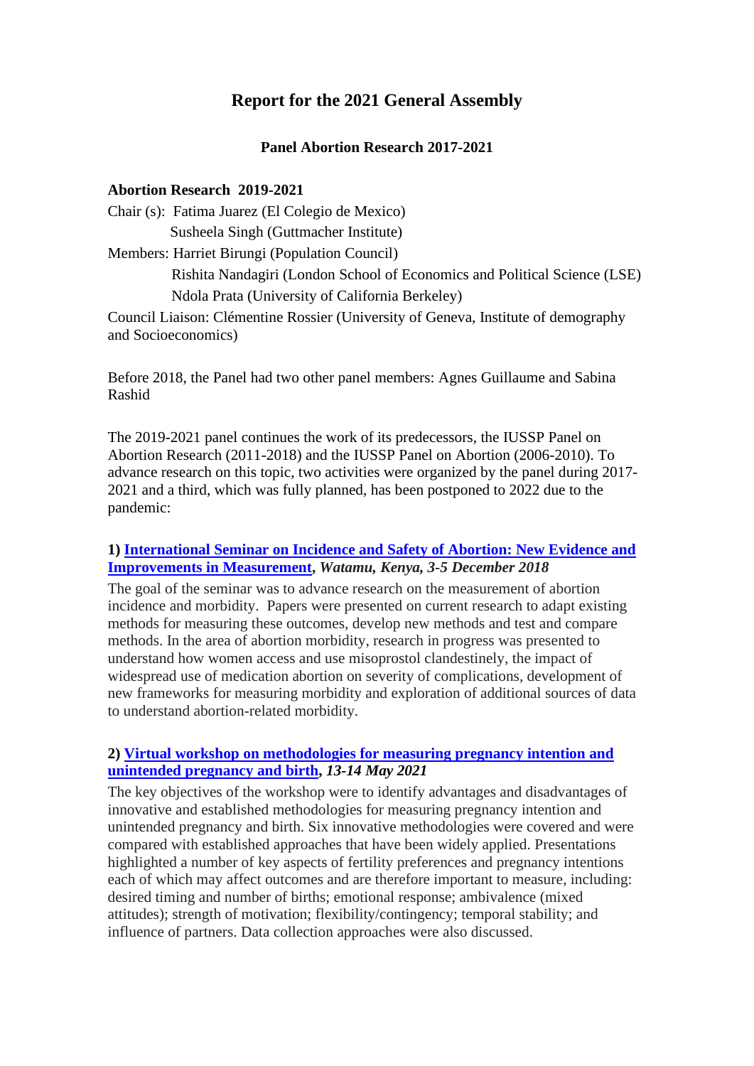# Report for the 2021 General Assembly

## Panel Abortion Research 2017-2021

**Abortion Research 2019-2021**

Chair (s): Fatima Juarez (El Colegio de Mexico)
Susheela Singh (Guttmacher Institute)

Members: Harriet Birungi (Population Council)
Rishita Nandagiri (London School of Economics and Political Science (LSE)
Ndola Prata (University of California Berkeley)

Council Liaison: Clémentine Rossier (University of Geneva, Institute of demography and Socioeconomics)

Before 2018, the Panel had two other panel members: Agnes Guillaume and Sabina Rashid

The 2019-2021 panel continues the work of its predecessors, the IUSSP Panel on Abortion Research (2011-2018) and the IUSSP Panel on Abortion (2006-2010). To advance research on this topic, two activities were organized by the panel during 2017-2021 and a third, which was fully planned, has been postponed to 2022 due to the pandemic:

**1) International Seminar on Incidence and Safety of Abortion: New Evidence and Improvements in Measurement, *Watamu, Kenya, 3-5 December 2018***

The goal of the seminar was to advance research on the measurement of abortion incidence and morbidity. Papers were presented on current research to adapt existing methods for measuring these outcomes, develop new methods and test and compare methods. In the area of abortion morbidity, research in progress was presented to understand how women access and use misoprostol clandestinely, the impact of widespread use of medication abortion on severity of complications, development of new frameworks for measuring morbidity and exploration of additional sources of data to understand abortion-related morbidity.

**2) Virtual workshop on methodologies for measuring pregnancy intention and unintended pregnancy and birth, *13-14 May 2021***

The key objectives of the workshop were to identify advantages and disadvantages of innovative and established methodologies for measuring pregnancy intention and unintended pregnancy and birth. Six innovative methodologies were covered and were compared with established approaches that have been widely applied. Presentations highlighted a number of key aspects of fertility preferences and pregnancy intentions each of which may affect outcomes and are therefore important to measure, including: desired timing and number of births; emotional response; ambivalence (mixed attitudes); strength of motivation; flexibility/contingency; temporal stability; and influence of partners. Data collection approaches were also discussed.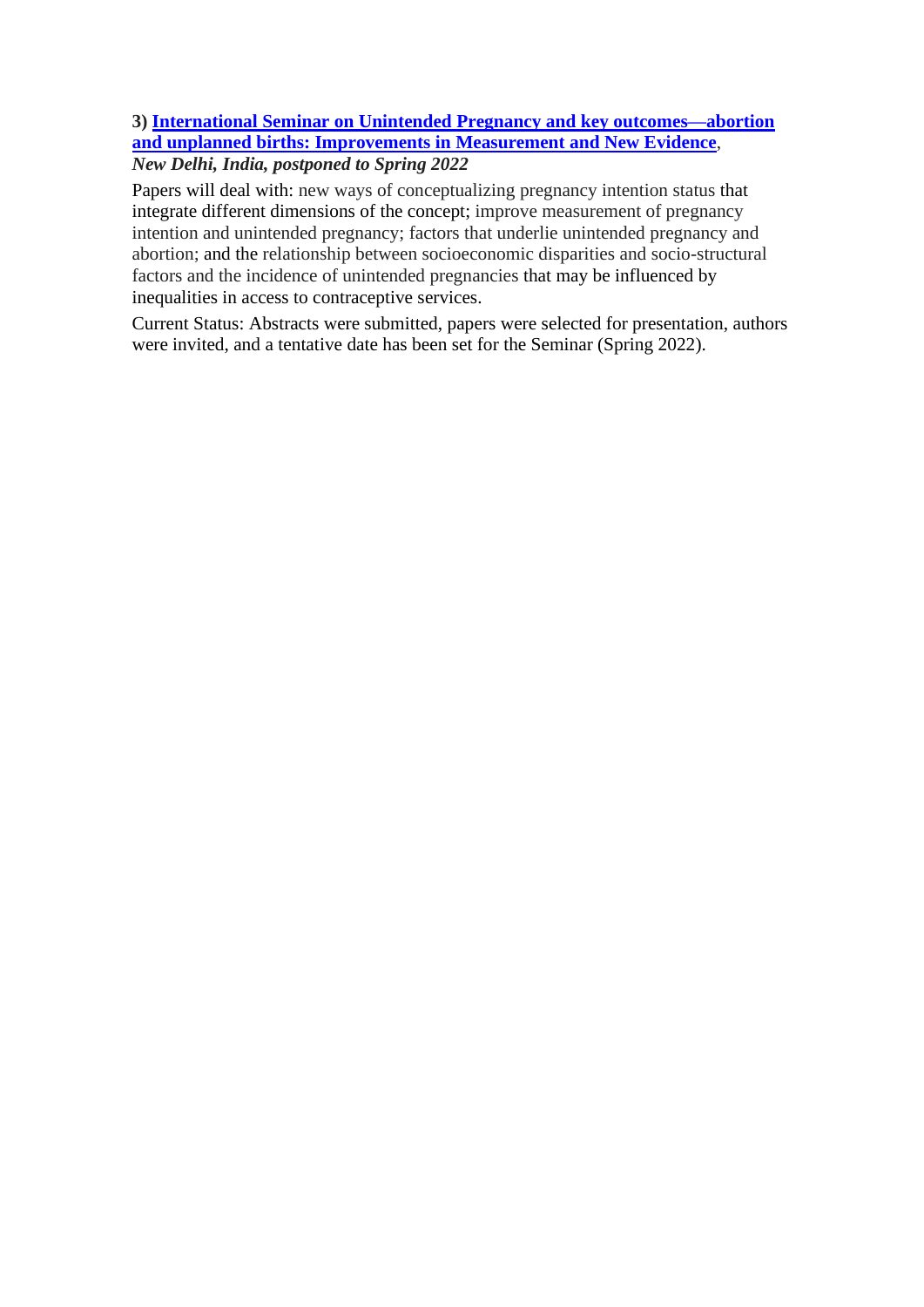**3) International Seminar on Unintended Pregnancy and key outcomes—abortion and unplanned births: Improvements in Measurement and New Evidence**,
***New Delhi, India, postponed to Spring 2022***

Papers will deal with: new ways of conceptualizing pregnancy intention status that integrate different dimensions of the concept; improve measurement of pregnancy intention and unintended pregnancy; factors that underlie unintended pregnancy and abortion; and the relationship between socioeconomic disparities and socio-structural factors and the incidence of unintended pregnancies that may be influenced by inequalities in access to contraceptive services.

Current Status: Abstracts were submitted, papers were selected for presentation, authors were invited, and a tentative date has been set for the Seminar (Spring 2022).